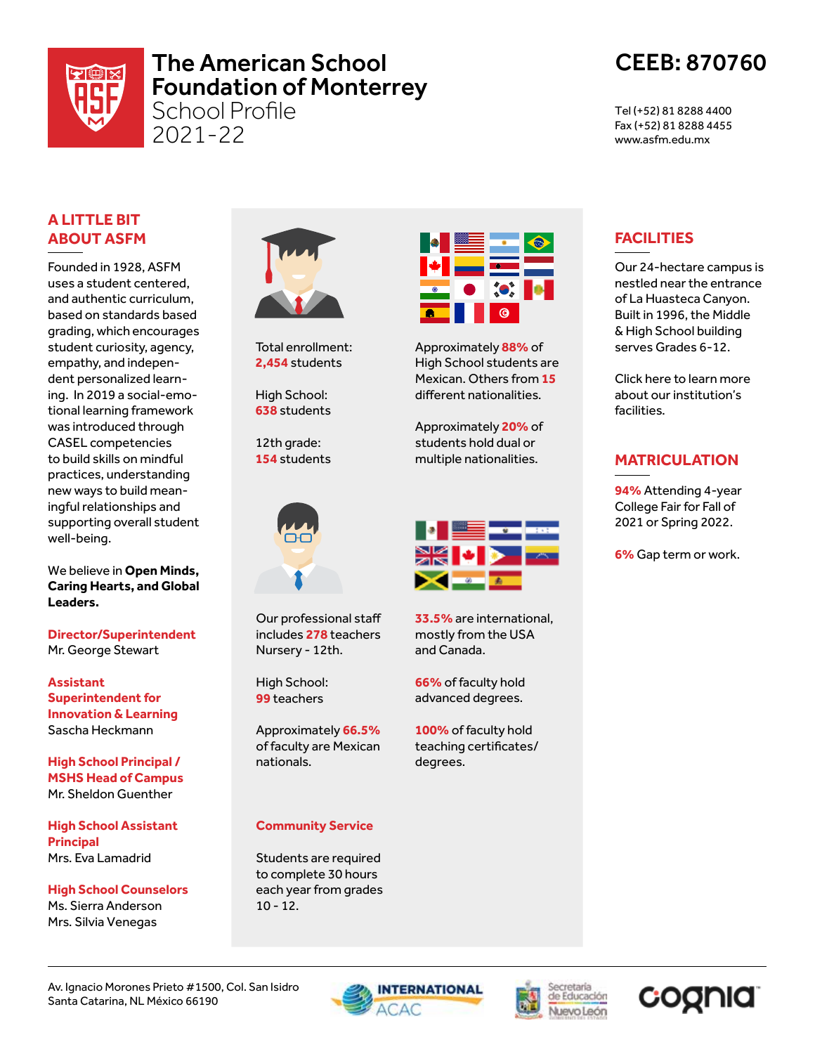# The American School Foundation of Monterrey

School Profile
2021-22

**CEEB: 870760**

Tel (+52) 81 8288 4400
Fax (+52) 81 8288 4455
www.asfm.edu.mx

## A LITTLE BIT ABOUT ASFM

Founded in 1928, ASFM uses a student centered, and authentic curriculum, based on standards based grading, which encourages student curiosity, agency, empathy, and independent personalized learning. In 2019 a social-emotional learning framework was introduced through CASEL competencies to build skills on mindful practices, understanding new ways to build meaningful relationships and supporting overall student well-being.

We believe in **Open Minds, Caring Hearts, and Global Leaders.**

**Director/Superintendent**
Mr. George Stewart

**Assistant Superintendent for Innovation & Learning**
Sascha Heckmann

**High School Principal / MSHS Head of Campus**
Mr. Sheldon Guenther

**High School Assistant Principal**
Mrs. Eva Lamadrid

**High School Counselors**
Ms. Sierra Anderson
Mrs. Silvia Venegas

Total enrollment:
**2,454** students

High School:
**638** students

12th grade:
**154** students

Approximately **88%** of High School students are Mexican. Others from **15** different nationalities.

Approximately **20%** of students hold dual or multiple nationalities.

Our professional staff includes **278** teachers Nursery - 12th.

High School:
**99** teachers

Approximately **66.5%** of faculty are Mexican nationals.

**33.5%** are international, mostly from the USA and Canada.

**66%** of faculty hold advanced degrees.

**100%** of faculty hold teaching certificates/ degrees.

### Community Service

Students are required to complete 30 hours each year from grades 10 - 12.

## FACILITIES

Our 24-hectare campus is nestled near the entrance of La Huasteca Canyon. Built in 1996, the Middle & High School building serves Grades 6-12.

Click here to learn more about our institution's facilities.

## MATRICULATION

**94%** Attending 4-year College Fair for Fall of 2021 or Spring 2022.

**6%** Gap term or work.

Av. Ignacio Morones Prieto #1500, Col. San Isidro
Santa Catarina, NL México 66190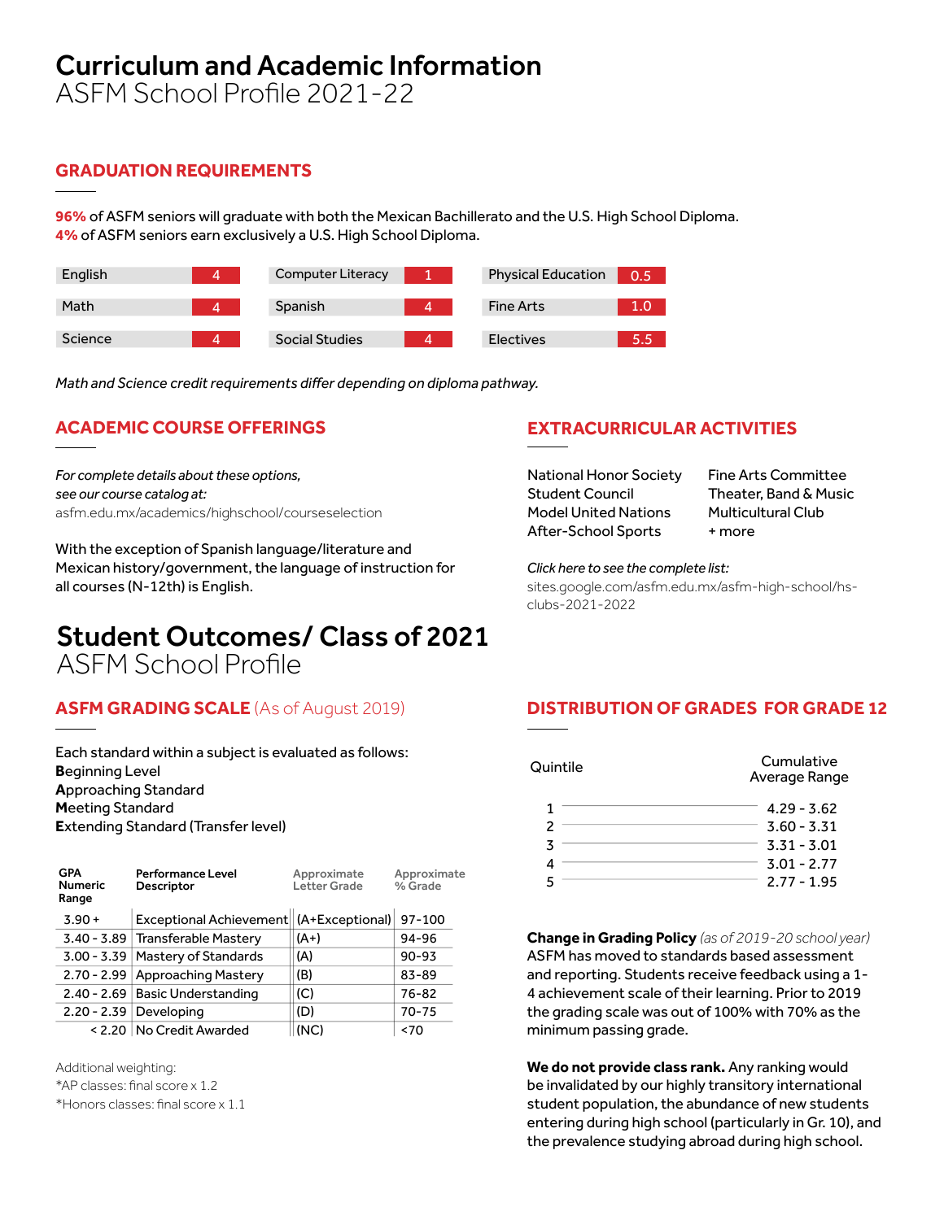# Curriculum and Academic Information
ASFM School Profile 2021-22

## GRADUATION REQUIREMENTS

**96%** of ASFM seniors will graduate with both the Mexican Bachillerato and the U.S. High School Diploma.
**4%** of ASFM seniors earn exclusively a U.S. High School Diploma.

| Subject | Credits | Subject | Credits | Subject | Credits |
|---|---|---|---|---|---|
| English | 4 | Computer Literacy | 1 | Physical Education | 0.5 |
| Math | 4 | Spanish | 4 | Fine Arts | 1.0 |
| Science | 4 | Social Studies | 4 | Electives | 5.5 |

*Math and Science credit requirements differ depending on diploma pathway.*

## ACADEMIC COURSE OFFERINGS

*For complete details about these options, see our course catalog at:*
asfm.edu.mx/academics/highschool/courseselection

With the exception of Spanish language/literature and Mexican history/government, the language of instruction for all courses (N-12th) is English.

## EXTRACURRICULAR ACTIVITIES

- National Honor Society
- Student Council
- Model United Nations
- After-School Sports
- Fine Arts Committee
- Theater, Band & Music
- Multicultural Club
- + more

*Click here to see the complete list:*
sites.google.com/asfm.edu.mx/asfm-high-school/hs-clubs-2021-2022

# Student Outcomes/ Class of 2021
ASFM School Profile

## ASFM GRADING SCALE (As of August 2019)

Each standard within a subject is evaluated as follows:
**B**eginning Level
**A**pproaching Standard
**M**eeting Standard
**E**xtending Standard (Transfer level)

| GPA Numeric Range | Performance Level Descriptor | Approximate Letter Grade | Approximate % Grade |
|---|---|---|---|
| 3.90 + | Exceptional Achievement | (A+Exceptional) | 97-100 |
| 3.40 - 3.89 | Transferable Mastery | (A+) | 94-96 |
| 3.00 - 3.39 | Mastery of Standards | (A) | 90-93 |
| 2.70 - 2.99 | Approaching Mastery | (B) | 83-89 |
| 2.40 - 2.69 | Basic Understanding | (C) | 76-82 |
| 2.20 - 2.39 | Developing | (D) | 70-75 |
| < 2.20 | No Credit Awarded | (NC) | <70 |

Additional weighting:
*AP classes: final score x 1.2
*Honors classes: final score x 1.1

## DISTRIBUTION OF GRADES FOR GRADE 12

| Quintile | Cumulative Average Range |
|---|---|
| 1 | 4.29 - 3.62 |
| 2 | 3.60 - 3.31 |
| 3 | 3.31 - 3.01 |
| 4 | 3.01 - 2.77 |
| 5 | 2.77 - 1.95 |

**Change in Grading Policy** *(as of 2019-20 school year)*
ASFM has moved to standards based assessment and reporting. Students receive feedback using a 1-4 achievement scale of their learning. Prior to 2019 the grading scale was out of 100% with 70% as the minimum passing grade.

**We do not provide class rank.** Any ranking would be invalidated by our highly transitory international student population, the abundance of new students entering during high school (particularly in Gr. 10), and the prevalence studying abroad during high school.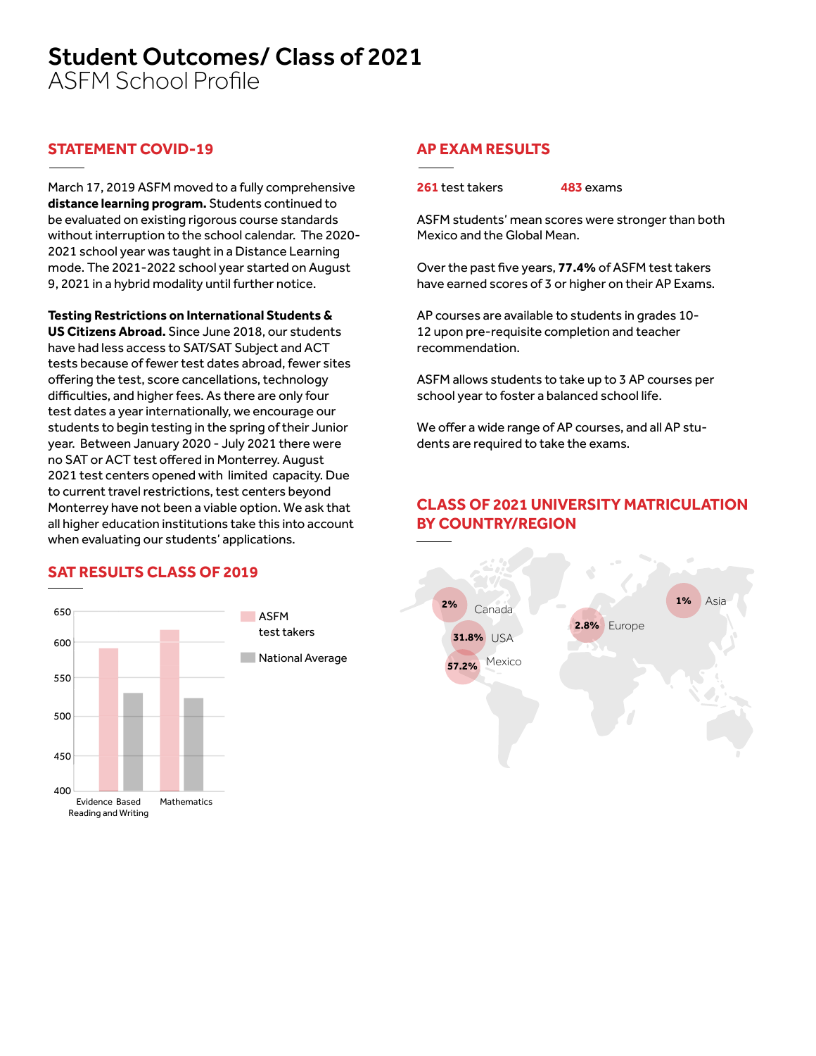# Student Outcomes/ Class of 2021

## ASFM School Profile

## STATEMENT COVID-19

March 17, 2019 ASFM moved to a fully comprehensive **distance learning program.** Students continued to be evaluated on existing rigorous course standards without interruption to the school calendar. The 2020-2021 school year was taught in a Distance Learning mode. The 2021-2022 school year started on August 9, 2021 in a hybrid modality until further notice.

**Testing Restrictions on International Students & US Citizens Abroad.** Since June 2018, our students have had less access to SAT/SAT Subject and ACT tests because of fewer test dates abroad, fewer sites offering the test, score cancellations, technology difficulties, and higher fees. As there are only four test dates a year internationally, we encourage our students to begin testing in the spring of their Junior year. Between January 2020 - July 2021 there were no SAT or ACT test offered in Monterrey. August 2021 test centers opened with limited capacity. Due to current travel restrictions, test centers beyond Monterrey have not been a viable option. We ask that all higher education institutions take this into account when evaluating our students' applications.

## SAT RESULTS CLASS OF 2019

| | ASFM test takers | National Average |
|---|---|---|
| Evidence Based Reading and Writing | ~590 | ~530 |
| Mathematics | ~617 | ~523 |

## AP EXAM RESULTS

**261** test takers **483** exams

ASFM students' mean scores were stronger than both Mexico and the Global Mean.

Over the past five years, **77.4%** of ASFM test takers have earned scores of 3 or higher on their AP Exams.

AP courses are available to students in grades 10-12 upon pre-requisite completion and teacher recommendation.

ASFM allows students to take up to 3 AP courses per school year to foster a balanced school life.

We offer a wide range of AP courses, and all AP students are required to take the exams.

## CLASS OF 2021 UNIVERSITY MATRICULATION BY COUNTRY/REGION

| Country/Region | % |
|---|---|
| Canada | 2% |
| USA | 31.8% |
| Mexico | 57.2% |
| Europe | 2.8% |
| Asia | 1% |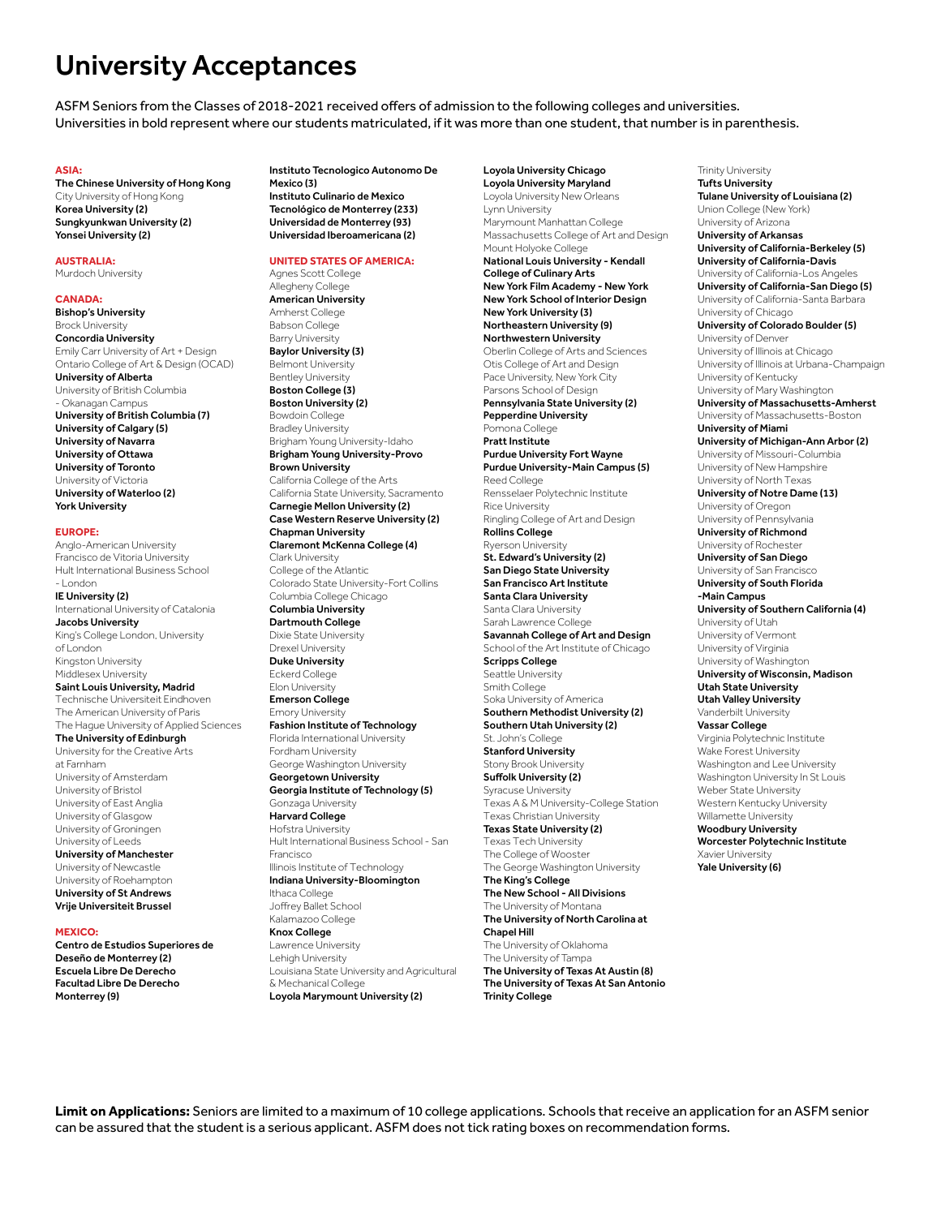# University Acceptances

ASFM Seniors from the Classes of 2018-2021 received offers of admission to the following colleges and universities. Universities in bold represent where our students matriculated, if it was more than one student, that number is in parenthesis.

### ASIA:

**The Chinese University of Hong Kong**
City University of Hong Kong
**Korea University (2)**
**Sungkyunkwan University (2)**
**Yonsei University (2)**

### AUSTRALIA:

Murdoch University

### CANADA:

**Bishop's University**
Brock University
**Concordia University**
Emily Carr University of Art + Design
Ontario College of Art & Design (OCAD)
**University of Alberta**
University of British Columbia - Okanagan Campus
**University of British Columbia (7)**
**University of Calgary (5)**
**University of Navarra**
**University of Ottawa**
**University of Toronto**
University of Victoria
**University of Waterloo (2)**
**York University**

### EUROPE:

Anglo-American University
Francisco de Vitoria University
Hult International Business School - London
**IE University (2)**
International University of Catalonia
**Jacobs University**
King's College London, University of London
Kingston University
Middlesex University
**Saint Louis University, Madrid**
Technische Universiteit Eindhoven
The American University of Paris
The Hague University of Applied Sciences
**The University of Edinburgh**
University for the Creative Arts at Farnham
University of Amsterdam
University of Bristol
University of East Anglia
University of Glasgow
University of Groningen
University of Leeds
**University of Manchester**
University of Newcastle
University of Roehampton
**University of St Andrews**
**Vrije Universiteit Brussel**

### MEXICO:

**Centro de Estudios Superiores de Deseño de Monterrey (2)**
**Escuela Libre De Derecho**
**Facultad Libre De Derecho Monterrey (9)**
**Instituto Tecnologico Autonomo De Mexico (3)**
**Instituto Culinario de Mexico**
**Tecnológico de Monterrey (233)**
**Universidad de Monterrey (93)**
**Universidad Iberoamericana (2)**

### UNITED STATES OF AMERICA:

Agnes Scott College
Allegheny College
**American University**
Amherst College
Babson College
Barry University
**Baylor University (3)**
Belmont University
Bentley University
**Boston College (3)**
**Boston University (2)**
Bowdoin College
Bradley University
Brigham Young University-Idaho
**Brigham Young University-Provo**
**Brown University**
California College of the Arts
California State University, Sacramento
**Carnegie Mellon University (2)**
**Case Western Reserve University (2)**
**Chapman University**
**Claremont McKenna College (4)**
Clark University
College of the Atlantic
Colorado State University-Fort Collins
Columbia College Chicago
**Columbia University**
**Dartmouth College**
Dixie State University
Drexel University
**Duke University**
Eckerd College
Elon University
**Emerson College**
Emory University
**Fashion Institute of Technology**
Florida International University
Fordham University
George Washington University
**Georgetown University**
**Georgia Institute of Technology (5)**
Gonzaga University
**Harvard College**
Hofstra University
Hult International Business School - San Francisco
Illinois Institute of Technology
**Indiana University-Bloomington**
Ithaca College
Joffrey Ballet School
Kalamazoo College
**Knox College**
Lawrence University
Lehigh University
Louisiana State University and Agricultural & Mechanical College
**Loyola Marymount University (2)**
**Loyola University Chicago**
**Loyola University Maryland**
Loyola University New Orleans
Lynn University
Marymount Manhattan College
Massachusetts College of Art and Design
Mount Holyoke College
**National Louis University - Kendall College of Culinary Arts**
**New York Film Academy - New York**
**New York School of Interior Design**
**New York University (3)**
**Northeastern University (9)**
**Northwestern University**
Oberlin College of Arts and Sciences
Otis College of Art and Design
Pace University, New York City
Parsons School of Design
**Pennsylvania State University (2)**
**Pepperdine University**
Pomona College
**Pratt Institute**
**Purdue University Fort Wayne**
**Purdue University-Main Campus (5)**
Reed College
Rensselaer Polytechnic Institute
Rice University
Ringling College of Art and Design
**Rollins College**
Ryerson University
**St. Edward's University (2)**
**San Diego State University**
**San Francisco Art Institute**
**Santa Clara University**
Santa Clara University
Sarah Lawrence College
**Savannah College of Art and Design**
School of the Art Institute of Chicago
**Scripps College**
Seattle University
Smith College
Soka University of America
**Southern Methodist University (2)**
**Southern Utah University (2)**
St. John's College
**Stanford University**
Stony Brook University
**Suffolk University (2)**
Syracuse University
Texas A & M University-College Station
Texas Christian University
**Texas State University (2)**
Texas Tech University
The College of Wooster
The George Washington University
**The King's College**
**The New School - All Divisions**
The University of Montana
**The University of North Carolina at Chapel Hill**
The University of Oklahoma
The University of Tampa
**The University of Texas At Austin (8)**
**The University of Texas At San Antonio**
**Trinity College**
Trinity University
**Tufts University**
**Tulane University of Louisiana (2)**
Union College (New York)
University of Arizona
**University of Arkansas**
**University of California-Berkeley (5)**
**University of California-Davis**
University of California-Los Angeles
**University of California-San Diego (5)**
University of California-Santa Barbara
University of Chicago
**University of Colorado Boulder (5)**
University of Denver
University of Illinois at Chicago
University of Illinois at Urbana-Champaign
University of Kentucky
University of Mary Washington
**University of Massachusetts-Amherst**
University of Massachusetts-Boston
**University of Miami**
**University of Michigan-Ann Arbor (2)**
University of Missouri-Columbia
University of New Hampshire
University of North Texas
**University of Notre Dame (13)**
University of Oregon
University of Pennsylvania
**University of Richmond**
University of Rochester
**University of San Diego**
University of San Francisco
**University of South Florida -Main Campus**
**University of Southern California (4)**
University of Utah
University of Vermont
University of Virginia
University of Washington
**University of Wisconsin, Madison**
**Utah State University**
**Utah Valley University**
Vanderbilt University
**Vassar College**
Virginia Polytechnic Institute
Wake Forest University
Washington and Lee University
Washington University In St Louis
Weber State University
Western Kentucky University
Willamette University
**Woodbury University**
**Worcester Polytechnic Institute**
Xavier University
**Yale University (6)**

**Limit on Applications:** Seniors are limited to a maximum of 10 college applications. Schools that receive an application from an ASFM senior can be assured that the student is a serious applicant. ASFM does not tick rating boxes on recommendation forms.